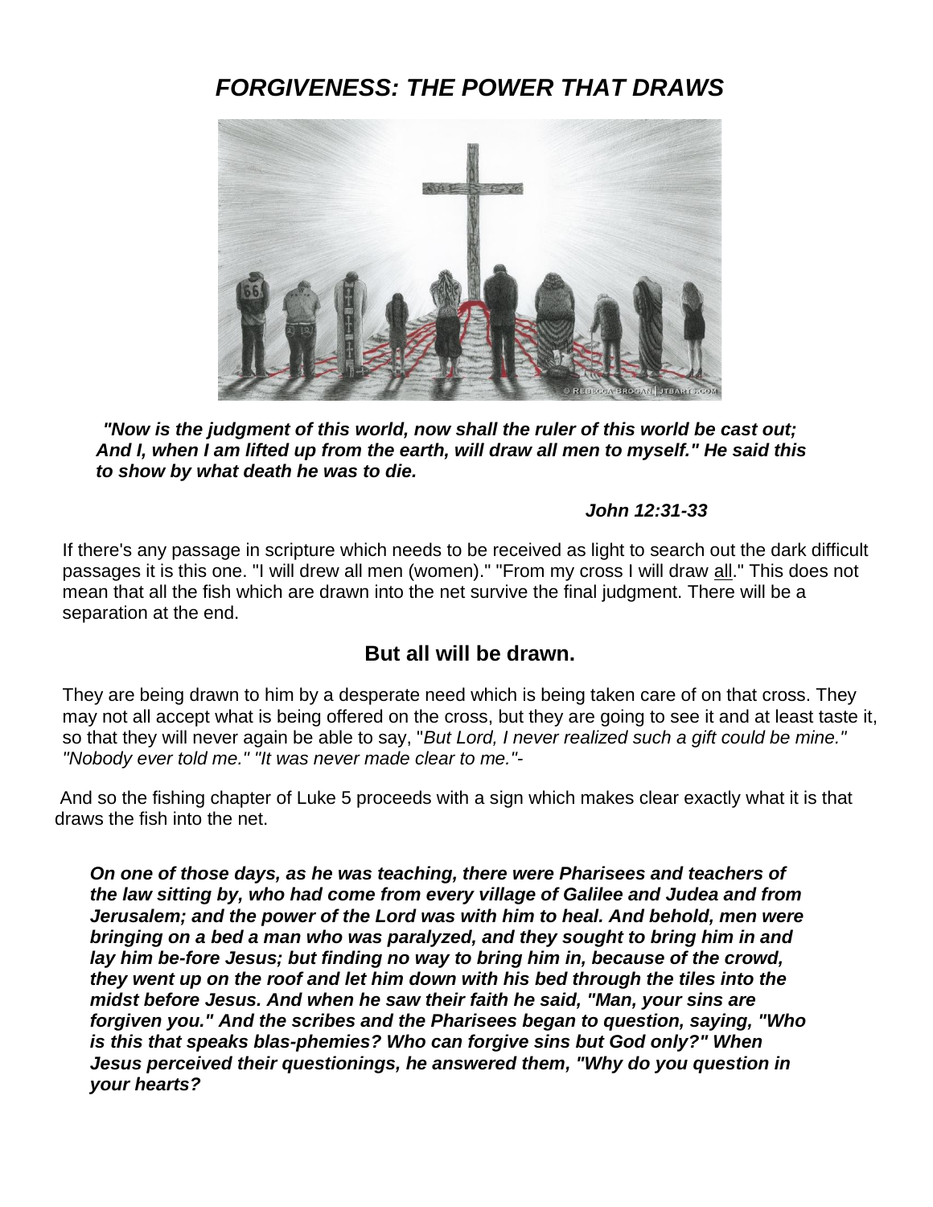# *FORGIVENESS: THE POWER THAT DRAWS*

***"Now is the judgment of this world, now shall the ruler of this world be cast out; And I, when I am lifted up from the earth, will draw all men to myself." He said this to show by what death he was to die.***

***John 12:31-33***

If there's any passage in scripture which needs to be received as light to search out the dark difficult passages it is this one. "I will drew all men (women)." "From my cross I will draw all." This does not mean that all the fish which are drawn into the net survive the final judgment. There will be a separation at the end.

**But all will be drawn.**

They are being drawn to him by a desperate need which is being taken care of on that cross. They may not all accept what is being offered on the cross, but they are going to see it and at least taste it, so that they will never again be able to say, "*But Lord, I never realized such a gift could be mine." "Nobody ever told me." "It was never made clear to me."*-

And so the fishing chapter of Luke 5 proceeds with a sign which makes clear exactly what it is that draws the fish into the net.

***On one of those days, as he was teaching, there were Pharisees and teachers of the law sitting by, who had come from every village of Galilee and Judea and from Jerusalem; and the power of the Lord was with him to heal. And behold, men were bringing on a bed a man who was paralyzed, and they sought to bring him in and lay him be-fore Jesus; but finding no way to bring him in, because of the crowd, they went up on the roof and let him down with his bed through the tiles into the midst before Jesus. And when he saw their faith he said, "Man, your sins are forgiven you." And the scribes and the Pharisees began to question, saying, "Who is this that speaks blas-phemies? Who can forgive sins but God only?" When Jesus perceived their questionings, he answered them, "Why do you question in your hearts?***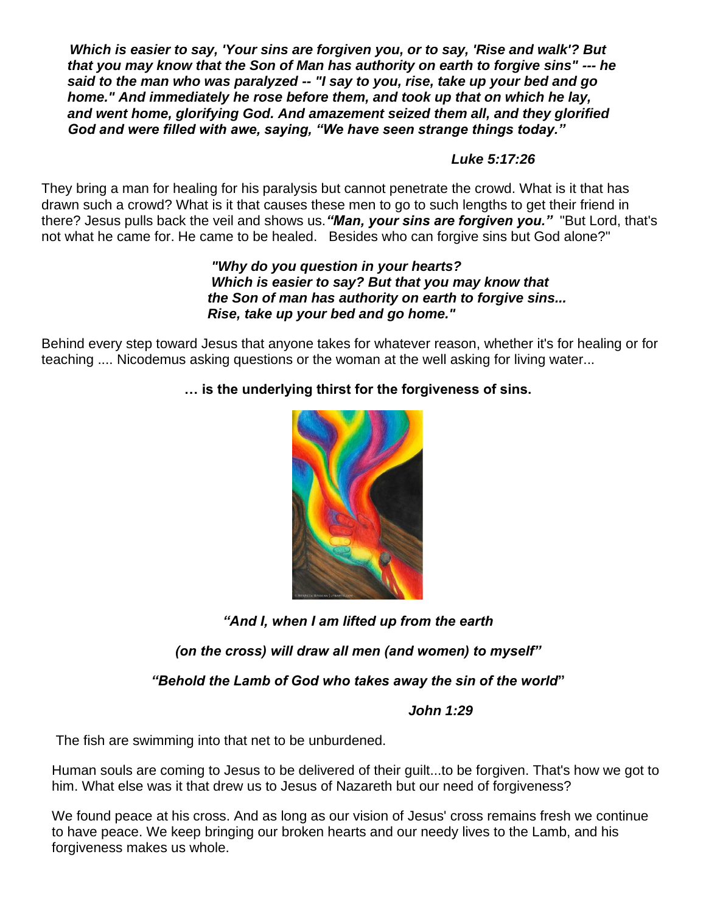***Which is easier to say, 'Your sins are forgiven you, or to say, 'Rise and walk'? But that you may know that the Son of Man has authority on earth to forgive sins" --- he said to the man who was paralyzed -- "I say to you, rise, take up your bed and go home." And immediately he rose before them, and took up that on which he lay, and went home, glorifying God. And amazement seized them all, and they glorified God and were filled with awe, saying, "We have seen strange things today."***

***Luke 5:17:26***

They bring a man for healing for his paralysis but cannot penetrate the crowd. What is it that has drawn such a crowd? What is it that causes these men to go to such lengths to get their friend in there? Jesus pulls back the veil and shows us.***"Man, your sins are forgiven you."*** "But Lord, that's not what he came for. He came to be healed. Besides who can forgive sins but God alone?"

***"Why do you question in your hearts?***
***Which is easier to say? But that you may know that***
***the Son of man has authority on earth to forgive sins...***
***Rise, take up your bed and go home."***

Behind every step toward Jesus that anyone takes for whatever reason, whether it's for healing or for teaching .... Nicodemus asking questions or the woman at the well asking for living water...

**… is the underlying thirst for the forgiveness of sins.**

***"And I, when I am lifted up from the earth***

***(on the cross) will draw all men (and women) to myself"***

***"Behold the Lamb of God who takes away the sin of the world*"**

***John 1:29***

The fish are swimming into that net to be unburdened.

Human souls are coming to Jesus to be delivered of their guilt...to be forgiven. That's how we got to him. What else was it that drew us to Jesus of Nazareth but our need of forgiveness?

We found peace at his cross. And as long as our vision of Jesus' cross remains fresh we continue to have peace. We keep bringing our broken hearts and our needy lives to the Lamb, and his forgiveness makes us whole.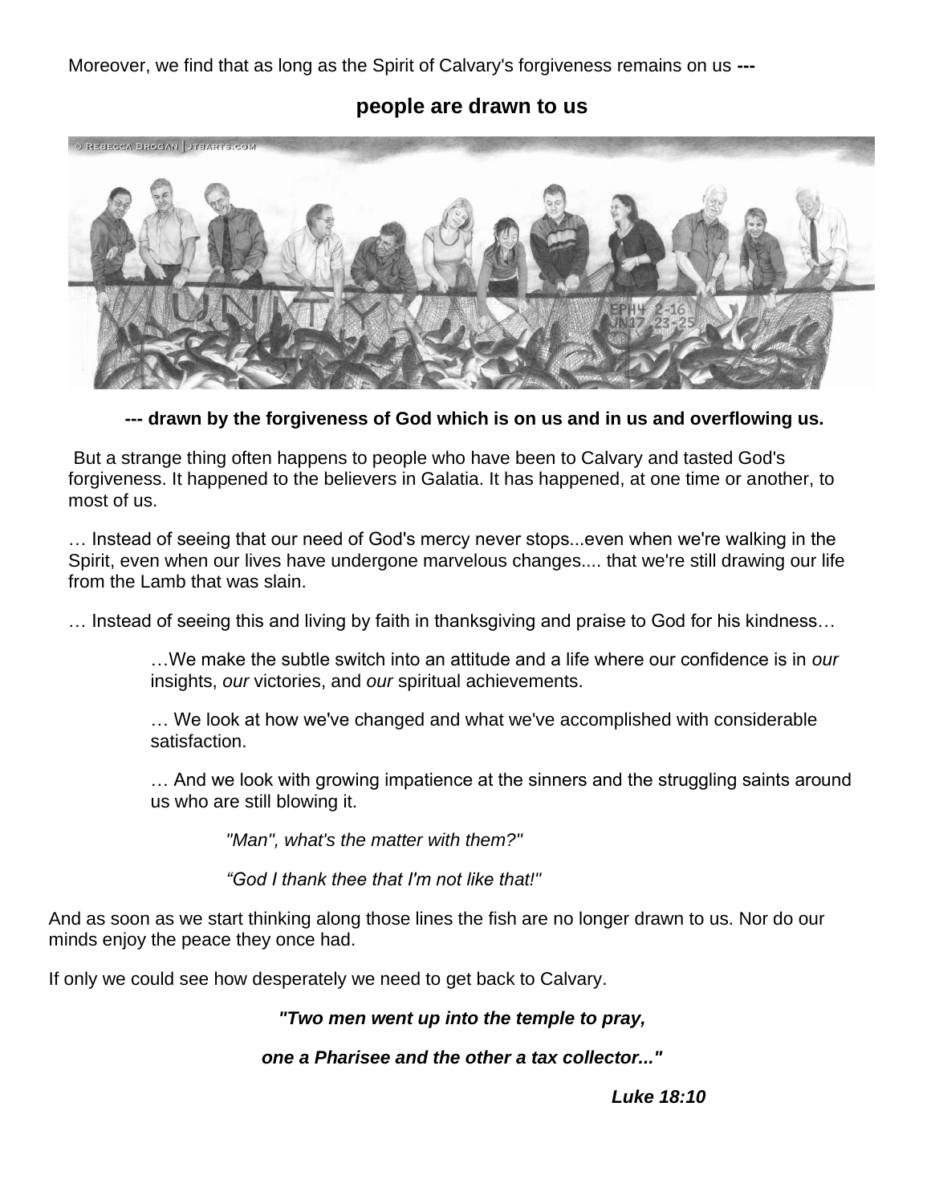Moreover, we find that as long as the Spirit of Calvary's forgiveness remains on us **---**

**people are drawn to us**

**--- drawn by the forgiveness of God which is on us and in us and overflowing us.**

But a strange thing often happens to people who have been to Calvary and tasted God's forgiveness. It happened to the believers in Galatia. It has happened, at one time or another, to most of us.

… Instead of seeing that our need of God's mercy never stops...even when we're walking in the Spirit, even when our lives have undergone marvelous changes.... that we're still drawing our life from the Lamb that was slain.

… Instead of seeing this and living by faith in thanksgiving and praise to God for his kindness…

> …We make the subtle switch into an attitude and a life where our confidence is in *our* insights, *our* victories, and *our* spiritual achievements.
>
> … We look at how we've changed and what we've accomplished with considerable satisfaction.
>
> … And we look with growing impatience at the sinners and the struggling saints around us who are still blowing it.
>
> > *"Man", what's the matter with them?"*
> >
> > *"God I thank thee that I'm not like that!"*

And as soon as we start thinking along those lines the fish are no longer drawn to us. Nor do our minds enjoy the peace they once had.

If only we could see how desperately we need to get back to Calvary.

***"Two men went up into the temple to pray,***

***one a Pharisee and the other a tax collector..."***

***Luke 18:10***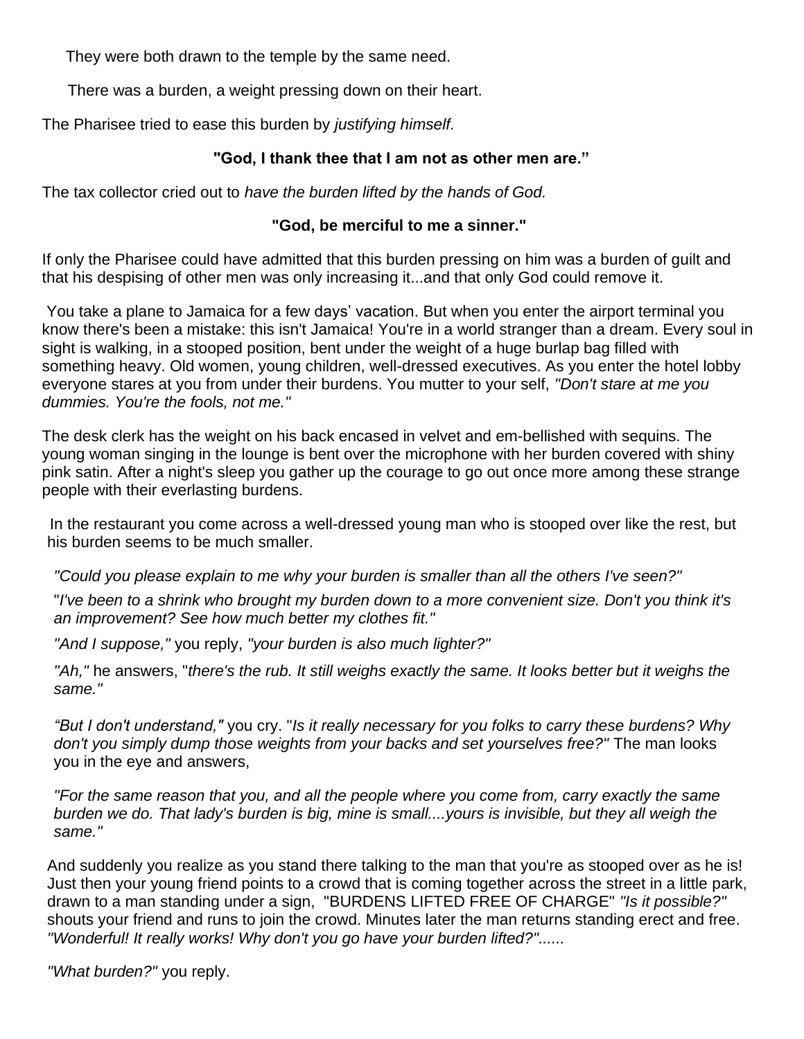They were both drawn to the temple by the same need.

There was a burden, a weight pressing down on their heart.

The Pharisee tried to ease this burden by *justifying himself.*

**"God, I thank thee that I am not as other men are."**

The tax collector cried out to *have the burden lifted by the hands of God.*

**"God, be merciful to me a sinner."**

If only the Pharisee could have admitted that this burden pressing on him was a burden of guilt and that his despising of other men was only increasing it...and that only God could remove it.

You take a plane to Jamaica for a few days' vacation. But when you enter the airport terminal you know there's been a mistake: this isn't Jamaica! You're in a world stranger than a dream. Every soul in sight is walking, in a stooped position, bent under the weight of a huge burlap bag filled with something heavy. Old women, young children, well-dressed executives. As you enter the hotel lobby everyone stares at you from under their burdens. You mutter to your self, *"Don't stare at me you dummies. You're the fools, not me."*

The desk clerk has the weight on his back encased in velvet and em-bellished with sequins. The young woman singing in the lounge is bent over the microphone with her burden covered with shiny pink satin. After a night's sleep you gather up the courage to go out once more among these strange people with their everlasting burdens.

In the restaurant you come across a well-dressed young man who is stooped over like the rest, but his burden seems to be much smaller.

*"Could you please explain to me why your burden is smaller than all the others I've seen?"*

"*I've been to a shrink who brought my burden down to a more convenient size. Don't you think it's an improvement? See how much better my clothes fit."*

*"And I suppose,"* you reply, *"your burden is also much lighter?"*

*"Ah,"* he answers, "*there's the rub. It still weighs exactly the same. It looks better but it weighs the same."*

*"But I don't understand,"* you cry. "*Is it really necessary for you folks to carry these burdens? Why don't you simply dump those weights from your backs and set yourselves free?"* The man looks you in the eye and answers,

*"For the same reason that you, and all the people where you come from, carry exactly the same burden we do. That lady's burden is big, mine is small....yours is invisible, but they all weigh the same."*

And suddenly you realize as you stand there talking to the man that you're as stooped over as he is! Just then your young friend points to a crowd that is coming together across the street in a little park, drawn to a man standing under a sign, "BURDENS LIFTED FREE OF CHARGE" *"Is it possible?"* shouts your friend and runs to join the crowd. Minutes later the man returns standing erect and free. *"Wonderful! It really works! Why don't you go have your burden lifted?"......*

*"What burden?"* you reply.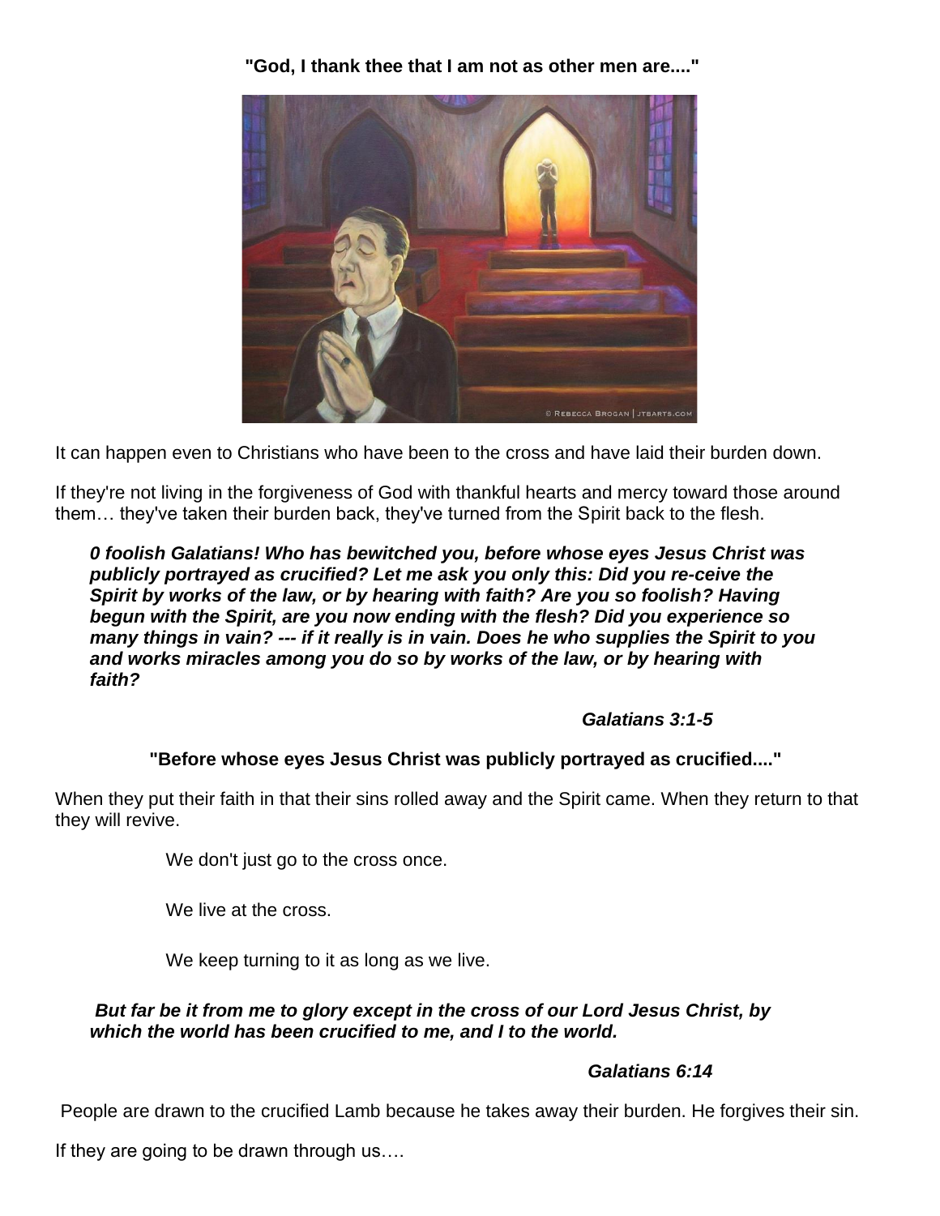**"God, I thank thee that I am not as other men are...."**

It can happen even to Christians who have been to the cross and have laid their burden down.

If they're not living in the forgiveness of God with thankful hearts and mercy toward those around them… they've taken their burden back, they've turned from the Spirit back to the flesh.

> ***0 foolish Galatians! Who has bewitched you, before whose eyes Jesus Christ was publicly portrayed as crucified? Let me ask you only this: Did you re-ceive the Spirit by works of the law, or by hearing with faith? Are you so foolish? Having begun with the Spirit, are you now ending with the flesh? Did you experience so many things in vain? --- if it really is in vain. Does he who supplies the Spirit to you and works miracles among you do so by works of the law, or by hearing with faith?***
>
> ***Galatians 3:1-5***

**"Before whose eyes Jesus Christ was publicly portrayed as crucified...."**

When they put their faith in that their sins rolled away and the Spirit came. When they return to that they will revive.

We don't just go to the cross once.

We live at the cross.

We keep turning to it as long as we live.

> ***But far be it from me to glory except in the cross of our Lord Jesus Christ, by which the world has been crucified to me, and I to the world.***
>
> ***Galatians 6:14***

People are drawn to the crucified Lamb because he takes away their burden. He forgives their sin.

If they are going to be drawn through us….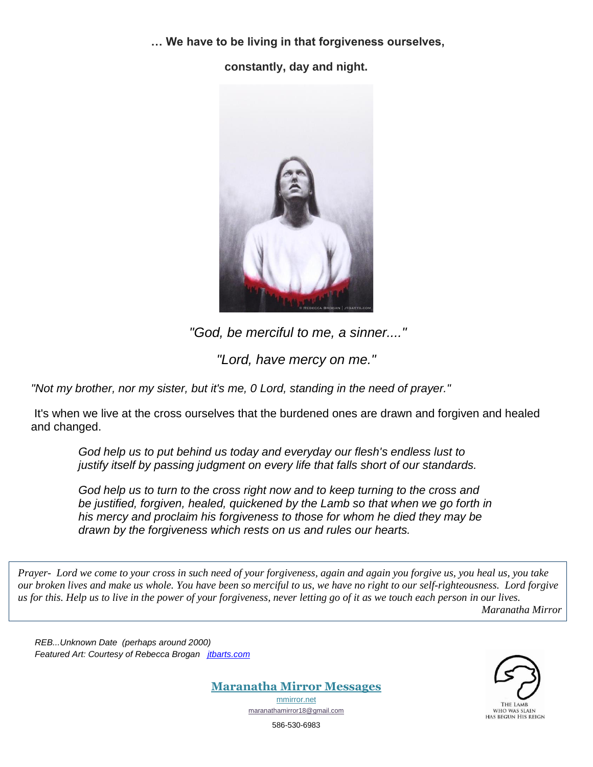**… We have to be living in that forgiveness ourselves,**

**constantly, day and night.**

*"God, be merciful to me, a sinner...."*

*"Lord, have mercy on me."*

*"Not my brother, nor my sister, but it's me, 0 Lord, standing in the need of prayer."*

It's when we live at the cross ourselves that the burdened ones are drawn and forgiven and healed and changed.

> *God help us to put behind us today and everyday our flesh's endless lust to justify itself by passing judgment on every life that falls short of our standards.*
>
> *God help us to turn to the cross right now and to keep turning to the cross and be justified, forgiven, healed, quickened by the Lamb so that when we go forth in his mercy and proclaim his forgiveness to those for whom he died they may be drawn by the forgiveness which rests on us and rules our hearts.*

*Prayer- Lord we come to your cross in such need of your forgiveness, again and again you forgive us, you heal us, you take our broken lives and make us whole. You have been so merciful to us, we have no right to our self-righteousness. Lord forgive us for this. Help us to live in the power of your forgiveness, never letting go of it as we touch each person in our lives.*

*Maranatha Mirror*

*REB...Unknown Date (perhaps around 2000)*
*Featured Art: Courtesy of Rebecca Brogan [jtbarts.com](jtbarts.com)*

**Maranatha Mirror Messages**

mmirror.net

maranathamirror18@gmail.com

586-530-6983

THE LAMB WHO WAS SLAIN HAS BEGUN HIS REIGN